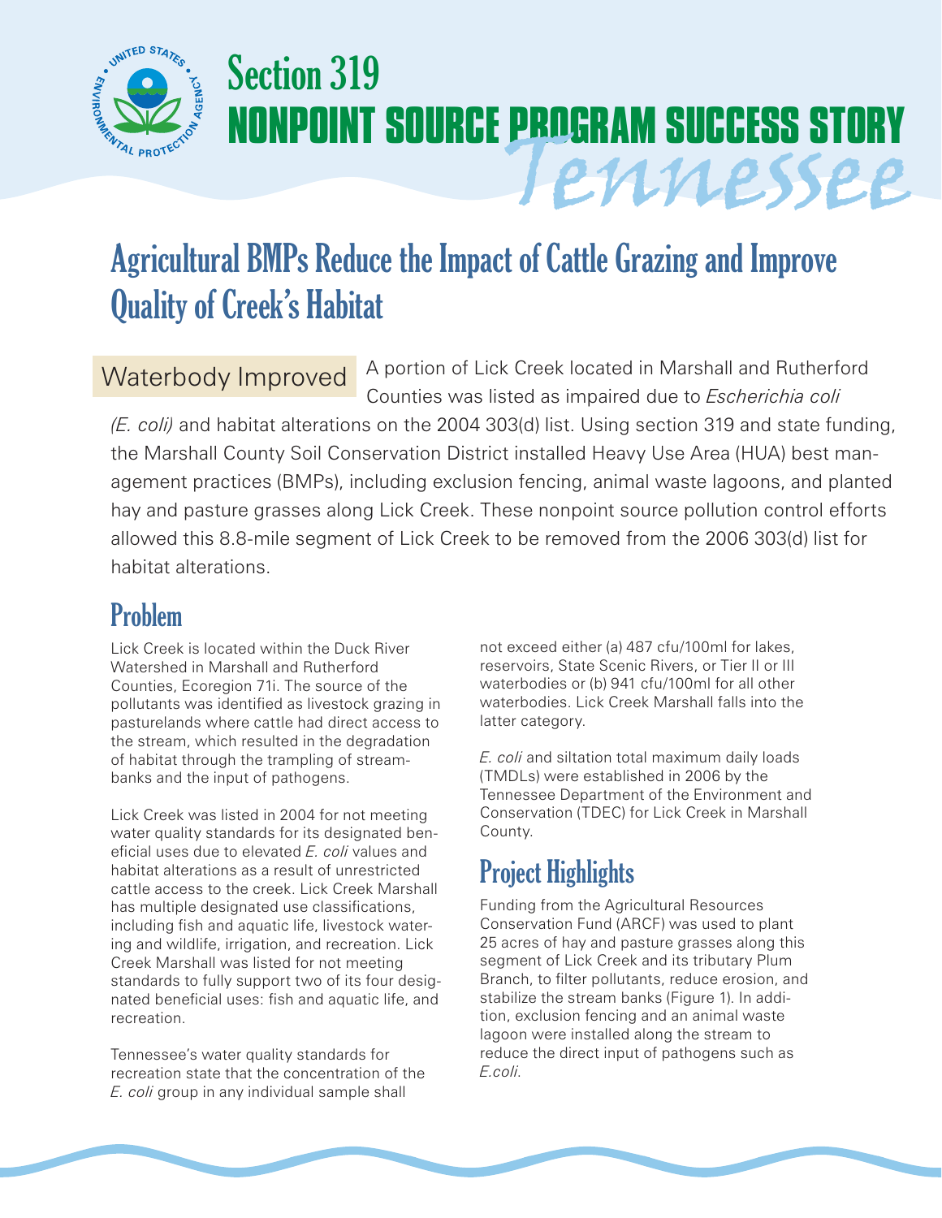# Section 319 NONPOINT SOURCE PROGRAM SUCCESS STORY

## Tennessee

# Agricultural BMPs Reduce the Impact of Cattle Grazing and Improve Quality of Creek's Habitat

**Waterbody Improved** A portion of Lick Creek located in Marshall and Rutherford Counties was listed as impaired due to *Escherichia coli (E. coli)* and habitat alterations on the 2004 303(d) list. Using section 319 and state funding, the Marshall County Soil Conservation District installed Heavy Use Area (HUA) best management practices (BMPs), including exclusion fencing, animal waste lagoons, and planted hay and pasture grasses along Lick Creek. These nonpoint source pollution control efforts allowed this 8.8-mile segment of Lick Creek to be removed from the 2006 303(d) list for habitat alterations.

## Problem

Lick Creek is located within the Duck River Watershed in Marshall and Rutherford Counties, Ecoregion 71i. The source of the pollutants was identified as livestock grazing in pasturelands where cattle had direct access to the stream, which resulted in the degradation of habitat through the trampling of streambanks and the input of pathogens.

Lick Creek was listed in 2004 for not meeting water quality standards for its designated beneficial uses due to elevated *E. coli* values and habitat alterations as a result of unrestricted cattle access to the creek. Lick Creek Marshall has multiple designated use classifications, including fish and aquatic life, livestock watering and wildlife, irrigation, and recreation. Lick Creek Marshall was listed for not meeting standards to fully support two of its four designated beneficial uses: fish and aquatic life, and recreation.

Tennessee's water quality standards for recreation state that the concentration of the *E. coli* group in any individual sample shall not exceed either (a) 487 cfu/100ml for lakes, reservoirs, State Scenic Rivers, or Tier II or III waterbodies or (b) 941 cfu/100ml for all other waterbodies. Lick Creek Marshall falls into the latter category.

*E. coli* and siltation total maximum daily loads (TMDLs) were established in 2006 by the Tennessee Department of the Environment and Conservation (TDEC) for Lick Creek in Marshall County.

## Project Highlights

Funding from the Agricultural Resources Conservation Fund (ARCF) was used to plant 25 acres of hay and pasture grasses along this segment of Lick Creek and its tributary Plum Branch, to filter pollutants, reduce erosion, and stabilize the stream banks (Figure 1). In addition, exclusion fencing and an animal waste lagoon were installed along the stream to reduce the direct input of pathogens such as *E.coli.*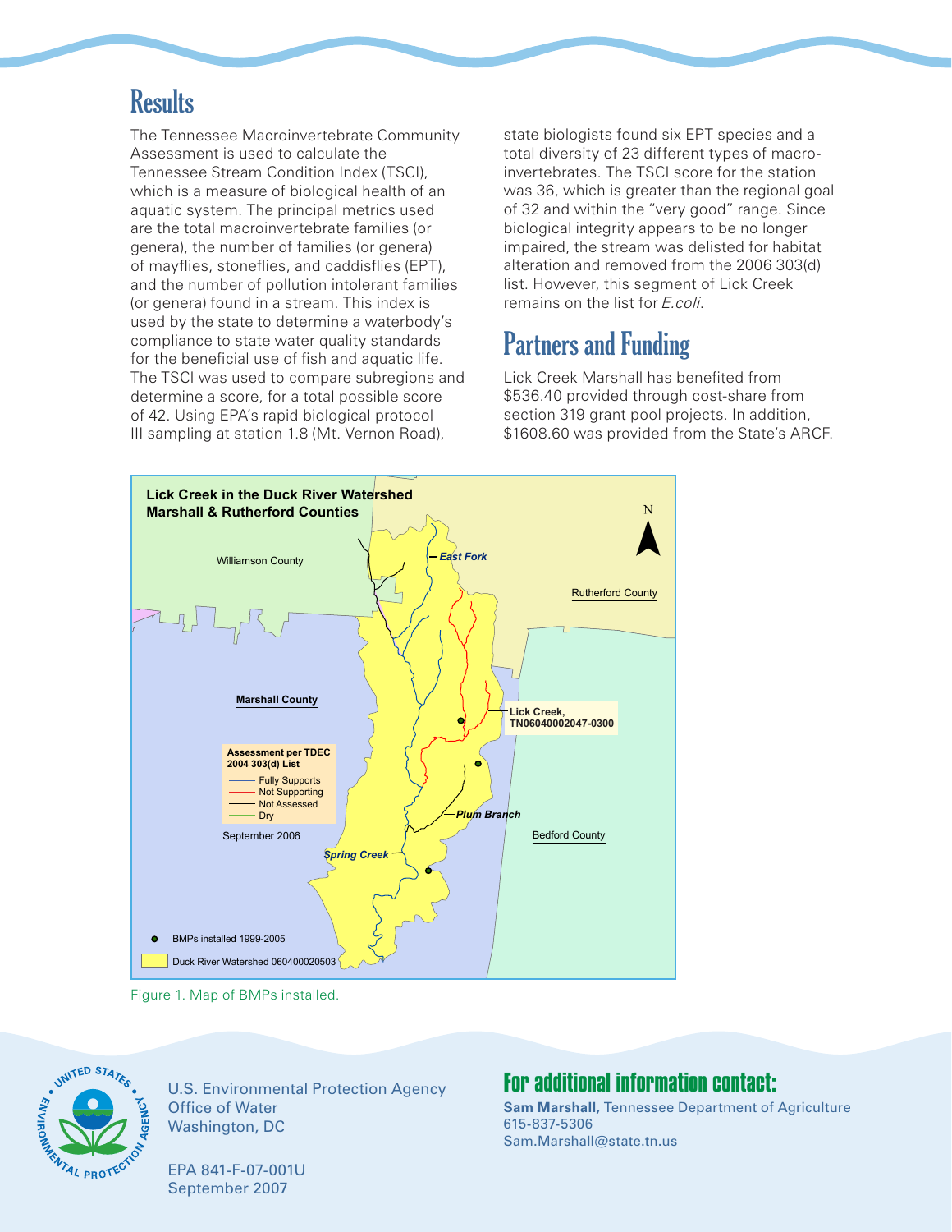## Results

The Tennessee Macroinvertebrate Community Assessment is used to calculate the Tennessee Stream Condition Index (TSCI), which is a measure of biological health of an aquatic system. The principal metrics used are the total macroinvertebrate families (or genera), the number of families (or genera) of mayflies, stoneflies, and caddisflies (EPT), and the number of pollution intolerant families (or genera) found in a stream. This index is used by the state to determine a waterbody's compliance to state water quality standards for the beneficial use of fish and aquatic life. The TSCI was used to compare subregions and determine a score, for a total possible score of 42. Using EPA's rapid biological protocol III sampling at station 1.8 (Mt. Vernon Road), state biologists found six EPT species and a total diversity of 23 different types of macroinvertebrates. The TSCI score for the station was 36, which is greater than the regional goal of 32 and within the "very good" range. Since biological integrity appears to be no longer impaired, the stream was delisted for habitat alteration and removed from the 2006 303(d) list. However, this segment of Lick Creek remains on the list for *E.coli*.

## Partners and Funding

Lick Creek Marshall has benefited from $536.40 provided through cost-share from section 319 grant pool projects. In addition, $1608.60 was provided from the State's ARCF.

Lick Creek in the Duck River Watershed
Marshall & Rutherford Counties

N

Williamson County

Rutherford County

Marshall County

Bedford County

East Fork

Lick Creek, TN06040002047-0300

Plum Branch

Spring Creek

Assessment per TDEC 2004 303(d) List
Fully Supports
Not Supporting
Not Assessed
Dry

September 2006

BMPs installed 1999-2005

Duck River Watershed 060400020503

Figure 1. Map of BMPs installed.

U.S. Environmental Protection Agency
Office of Water
Washington, DC

EPA 841-F-07-001U
September 2007

## For additional information contact:

**Sam Marshall,** Tennessee Department of Agriculture
615-837-5306
Sam.Marshall@state.tn.us